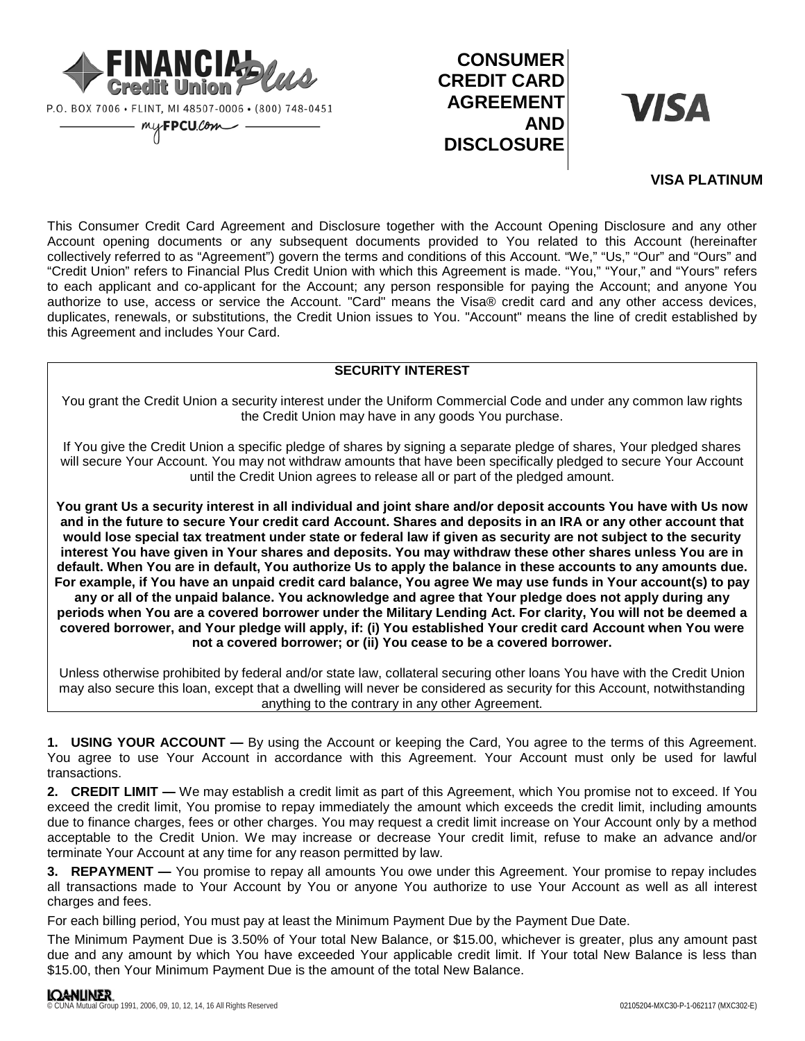FINANCIAL Plus Credit Union

P.O. BOX 7006 • FLINT, MI 48507-0006 • (800) 748-0451

myFPCU.com

# CONSUMER CREDIT CARD AGREEMENT AND DISCLOSURE

VISA

**VISA PLATINUM**

This Consumer Credit Card Agreement and Disclosure together with the Account Opening Disclosure and any other Account opening documents or any subsequent documents provided to You related to this Account (hereinafter collectively referred to as "Agreement") govern the terms and conditions of this Account. "We," "Us," "Our" and "Ours" and "Credit Union" refers to Financial Plus Credit Union with which this Agreement is made. "You," "Your," and "Yours" refers to each applicant and co-applicant for the Account; any person responsible for paying the Account; and anyone You authorize to use, access or service the Account. "Card" means the Visa® credit card and any other access devices, duplicates, renewals, or substitutions, the Credit Union issues to You. "Account" means the line of credit established by this Agreement and includes Your Card.

## SECURITY INTEREST

You grant the Credit Union a security interest under the Uniform Commercial Code and under any common law rights the Credit Union may have in any goods You purchase.

If You give the Credit Union a specific pledge of shares by signing a separate pledge of shares, Your pledged shares will secure Your Account. You may not withdraw amounts that have been specifically pledged to secure Your Account until the Credit Union agrees to release all or part of the pledged amount.

**You grant Us a security interest in all individual and joint share and/or deposit accounts You have with Us now and in the future to secure Your credit card Account. Shares and deposits in an IRA or any other account that would lose special tax treatment under state or federal law if given as security are not subject to the security interest You have given in Your shares and deposits. You may withdraw these other shares unless You are in default. When You are in default, You authorize Us to apply the balance in these accounts to any amounts due. For example, if You have an unpaid credit card balance, You agree We may use funds in Your account(s) to pay any or all of the unpaid balance. You acknowledge and agree that Your pledge does not apply during any periods when You are a covered borrower under the Military Lending Act. For clarity, You will not be deemed a covered borrower, and Your pledge will apply, if: (i) You established Your credit card Account when You were not a covered borrower; or (ii) You cease to be a covered borrower.**

Unless otherwise prohibited by federal and/or state law, collateral securing other loans You have with the Credit Union may also secure this loan, except that a dwelling will never be considered as security for this Account, notwithstanding anything to the contrary in any other Agreement.

**1. USING YOUR ACCOUNT —** By using the Account or keeping the Card, You agree to the terms of this Agreement. You agree to use Your Account in accordance with this Agreement. Your Account must only be used for lawful transactions.

**2. CREDIT LIMIT —** We may establish a credit limit as part of this Agreement, which You promise not to exceed. If You exceed the credit limit, You promise to repay immediately the amount which exceeds the credit limit, including amounts due to finance charges, fees or other charges. You may request a credit limit increase on Your Account only by a method acceptable to the Credit Union. We may increase or decrease Your credit limit, refuse to make an advance and/or terminate Your Account at any time for any reason permitted by law.

**3. REPAYMENT —** You promise to repay all amounts You owe under this Agreement. Your promise to repay includes all transactions made to Your Account by You or anyone You authorize to use Your Account as well as all interest charges and fees.

For each billing period, You must pay at least the Minimum Payment Due by the Payment Due Date.

The Minimum Payment Due is 3.50% of Your total New Balance, or $15.00, whichever is greater, plus any amount past due and any amount by which You have exceeded Your applicable credit limit. If Your total New Balance is less than $15.00, then Your Minimum Payment Due is the amount of the total New Balance.

LOANLINER.
© CUNA Mutual Group 1991, 2006, 09, 10, 12, 14, 16 All Rights Reserved

02105204-MXC30-P-1-062117 (MXC302-E)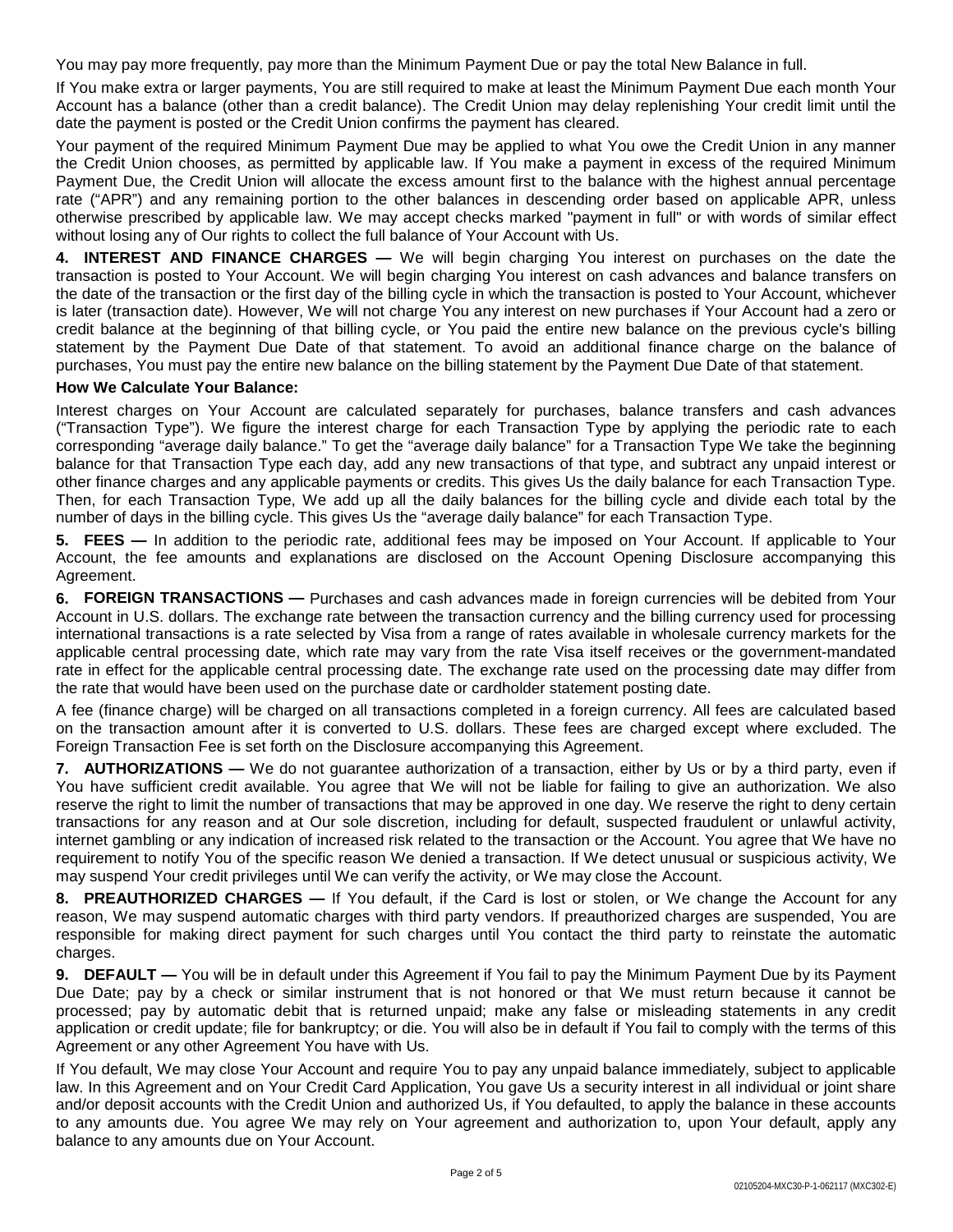You may pay more frequently, pay more than the Minimum Payment Due or pay the total New Balance in full.

If You make extra or larger payments, You are still required to make at least the Minimum Payment Due each month Your Account has a balance (other than a credit balance). The Credit Union may delay replenishing Your credit limit until the date the payment is posted or the Credit Union confirms the payment has cleared.

Your payment of the required Minimum Payment Due may be applied to what You owe the Credit Union in any manner the Credit Union chooses, as permitted by applicable law. If You make a payment in excess of the required Minimum Payment Due, the Credit Union will allocate the excess amount first to the balance with the highest annual percentage rate ("APR") and any remaining portion to the other balances in descending order based on applicable APR, unless otherwise prescribed by applicable law. We may accept checks marked "payment in full" or with words of similar effect without losing any of Our rights to collect the full balance of Your Account with Us.

**4. INTEREST AND FINANCE CHARGES —** We will begin charging You interest on purchases on the date the transaction is posted to Your Account. We will begin charging You interest on cash advances and balance transfers on the date of the transaction or the first day of the billing cycle in which the transaction is posted to Your Account, whichever is later (transaction date). However, We will not charge You any interest on new purchases if Your Account had a zero or credit balance at the beginning of that billing cycle, or You paid the entire new balance on the previous cycle's billing statement by the Payment Due Date of that statement. To avoid an additional finance charge on the balance of purchases, You must pay the entire new balance on the billing statement by the Payment Due Date of that statement.

**How We Calculate Your Balance:**

Interest charges on Your Account are calculated separately for purchases, balance transfers and cash advances ("Transaction Type"). We figure the interest charge for each Transaction Type by applying the periodic rate to each corresponding "average daily balance." To get the "average daily balance" for a Transaction Type We take the beginning balance for that Transaction Type each day, add any new transactions of that type, and subtract any unpaid interest or other finance charges and any applicable payments or credits. This gives Us the daily balance for each Transaction Type. Then, for each Transaction Type, We add up all the daily balances for the billing cycle and divide each total by the number of days in the billing cycle. This gives Us the "average daily balance" for each Transaction Type.

**5. FEES —** In addition to the periodic rate, additional fees may be imposed on Your Account. If applicable to Your Account, the fee amounts and explanations are disclosed on the Account Opening Disclosure accompanying this Agreement.

**6. FOREIGN TRANSACTIONS —** Purchases and cash advances made in foreign currencies will be debited from Your Account in U.S. dollars. The exchange rate between the transaction currency and the billing currency used for processing international transactions is a rate selected by Visa from a range of rates available in wholesale currency markets for the applicable central processing date, which rate may vary from the rate Visa itself receives or the government-mandated rate in effect for the applicable central processing date. The exchange rate used on the processing date may differ from the rate that would have been used on the purchase date or cardholder statement posting date.

A fee (finance charge) will be charged on all transactions completed in a foreign currency. All fees are calculated based on the transaction amount after it is converted to U.S. dollars. These fees are charged except where excluded. The Foreign Transaction Fee is set forth on the Disclosure accompanying this Agreement.

**7. AUTHORIZATIONS —** We do not guarantee authorization of a transaction, either by Us or by a third party, even if You have sufficient credit available. You agree that We will not be liable for failing to give an authorization. We also reserve the right to limit the number of transactions that may be approved in one day. We reserve the right to deny certain transactions for any reason and at Our sole discretion, including for default, suspected fraudulent or unlawful activity, internet gambling or any indication of increased risk related to the transaction or the Account. You agree that We have no requirement to notify You of the specific reason We denied a transaction. If We detect unusual or suspicious activity, We may suspend Your credit privileges until We can verify the activity, or We may close the Account.

**8. PREAUTHORIZED CHARGES —** If You default, if the Card is lost or stolen, or We change the Account for any reason, We may suspend automatic charges with third party vendors. If preauthorized charges are suspended, You are responsible for making direct payment for such charges until You contact the third party to reinstate the automatic charges.

**9. DEFAULT —** You will be in default under this Agreement if You fail to pay the Minimum Payment Due by its Payment Due Date; pay by a check or similar instrument that is not honored or that We must return because it cannot be processed; pay by automatic debit that is returned unpaid; make any false or misleading statements in any credit application or credit update; file for bankruptcy; or die. You will also be in default if You fail to comply with the terms of this Agreement or any other Agreement You have with Us.

If You default, We may close Your Account and require You to pay any unpaid balance immediately, subject to applicable law. In this Agreement and on Your Credit Card Application, You gave Us a security interest in all individual or joint share and/or deposit accounts with the Credit Union and authorized Us, if You defaulted, to apply the balance in these accounts to any amounts due. You agree We may rely on Your agreement and authorization to, upon Your default, apply any balance to any amounts due on Your Account.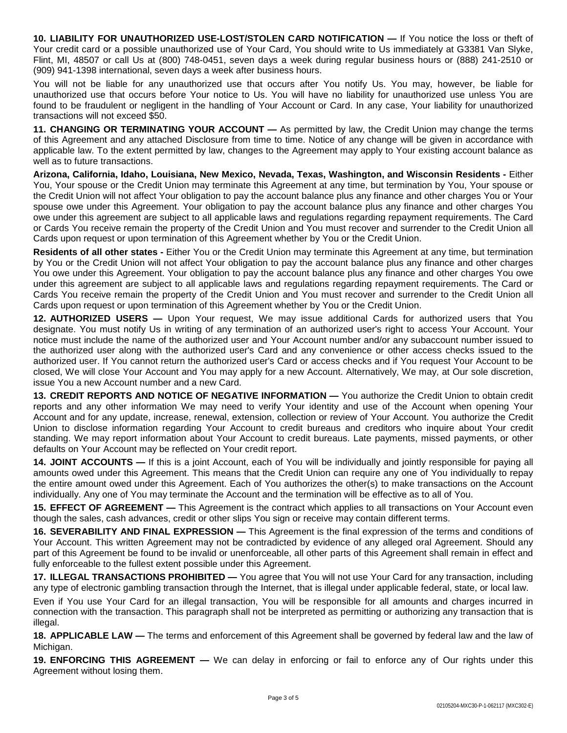**10. LIABILITY FOR UNAUTHORIZED USE-LOST/STOLEN CARD NOTIFICATION —** If You notice the loss or theft of Your credit card or a possible unauthorized use of Your Card, You should write to Us immediately at G3381 Van Slyke, Flint, MI, 48507 or call Us at (800) 748-0451, seven days a week during regular business hours or (888) 241-2510 or (909) 941-1398 international, seven days a week after business hours.

You will not be liable for any unauthorized use that occurs after You notify Us. You may, however, be liable for unauthorized use that occurs before Your notice to Us. You will have no liability for unauthorized use unless You are found to be fraudulent or negligent in the handling of Your Account or Card. In any case, Your liability for unauthorized transactions will not exceed $50.

**11. CHANGING OR TERMINATING YOUR ACCOUNT —** As permitted by law, the Credit Union may change the terms of this Agreement and any attached Disclosure from time to time. Notice of any change will be given in accordance with applicable law. To the extent permitted by law, changes to the Agreement may apply to Your existing account balance as well as to future transactions.

**Arizona, California, Idaho, Louisiana, New Mexico, Nevada, Texas, Washington, and Wisconsin Residents -** Either You, Your spouse or the Credit Union may terminate this Agreement at any time, but termination by You, Your spouse or the Credit Union will not affect Your obligation to pay the account balance plus any finance and other charges You or Your spouse owe under this Agreement. Your obligation to pay the account balance plus any finance and other charges You owe under this agreement are subject to all applicable laws and regulations regarding repayment requirements. The Card or Cards You receive remain the property of the Credit Union and You must recover and surrender to the Credit Union all Cards upon request or upon termination of this Agreement whether by You or the Credit Union.

**Residents of all other states -** Either You or the Credit Union may terminate this Agreement at any time, but termination by You or the Credit Union will not affect Your obligation to pay the account balance plus any finance and other charges You owe under this Agreement. Your obligation to pay the account balance plus any finance and other charges You owe under this agreement are subject to all applicable laws and regulations regarding repayment requirements. The Card or Cards You receive remain the property of the Credit Union and You must recover and surrender to the Credit Union all Cards upon request or upon termination of this Agreement whether by You or the Credit Union.

**12. AUTHORIZED USERS —** Upon Your request, We may issue additional Cards for authorized users that You designate. You must notify Us in writing of any termination of an authorized user's right to access Your Account. Your notice must include the name of the authorized user and Your Account number and/or any subaccount number issued to the authorized user along with the authorized user's Card and any convenience or other access checks issued to the authorized user. If You cannot return the authorized user's Card or access checks and if You request Your Account to be closed, We will close Your Account and You may apply for a new Account. Alternatively, We may, at Our sole discretion, issue You a new Account number and a new Card.

**13. CREDIT REPORTS AND NOTICE OF NEGATIVE INFORMATION —** You authorize the Credit Union to obtain credit reports and any other information We may need to verify Your identity and use of the Account when opening Your Account and for any update, increase, renewal, extension, collection or review of Your Account. You authorize the Credit Union to disclose information regarding Your Account to credit bureaus and creditors who inquire about Your credit standing. We may report information about Your Account to credit bureaus. Late payments, missed payments, or other defaults on Your Account may be reflected on Your credit report.

**14. JOINT ACCOUNTS —** If this is a joint Account, each of You will be individually and jointly responsible for paying all amounts owed under this Agreement. This means that the Credit Union can require any one of You individually to repay the entire amount owed under this Agreement. Each of You authorizes the other(s) to make transactions on the Account individually. Any one of You may terminate the Account and the termination will be effective as to all of You.

**15. EFFECT OF AGREEMENT —** This Agreement is the contract which applies to all transactions on Your Account even though the sales, cash advances, credit or other slips You sign or receive may contain different terms.

**16. SEVERABILITY AND FINAL EXPRESSION —** This Agreement is the final expression of the terms and conditions of Your Account. This written Agreement may not be contradicted by evidence of any alleged oral Agreement. Should any part of this Agreement be found to be invalid or unenforceable, all other parts of this Agreement shall remain in effect and fully enforceable to the fullest extent possible under this Agreement.

**17. ILLEGAL TRANSACTIONS PROHIBITED —** You agree that You will not use Your Card for any transaction, including any type of electronic gambling transaction through the Internet, that is illegal under applicable federal, state, or local law.

Even if You use Your Card for an illegal transaction, You will be responsible for all amounts and charges incurred in connection with the transaction. This paragraph shall not be interpreted as permitting or authorizing any transaction that is illegal.

**18. APPLICABLE LAW —** The terms and enforcement of this Agreement shall be governed by federal law and the law of Michigan.

**19. ENFORCING THIS AGREEMENT —** We can delay in enforcing or fail to enforce any of Our rights under this Agreement without losing them.

02105204-MXC30-P-1-062117 (MXC302-E)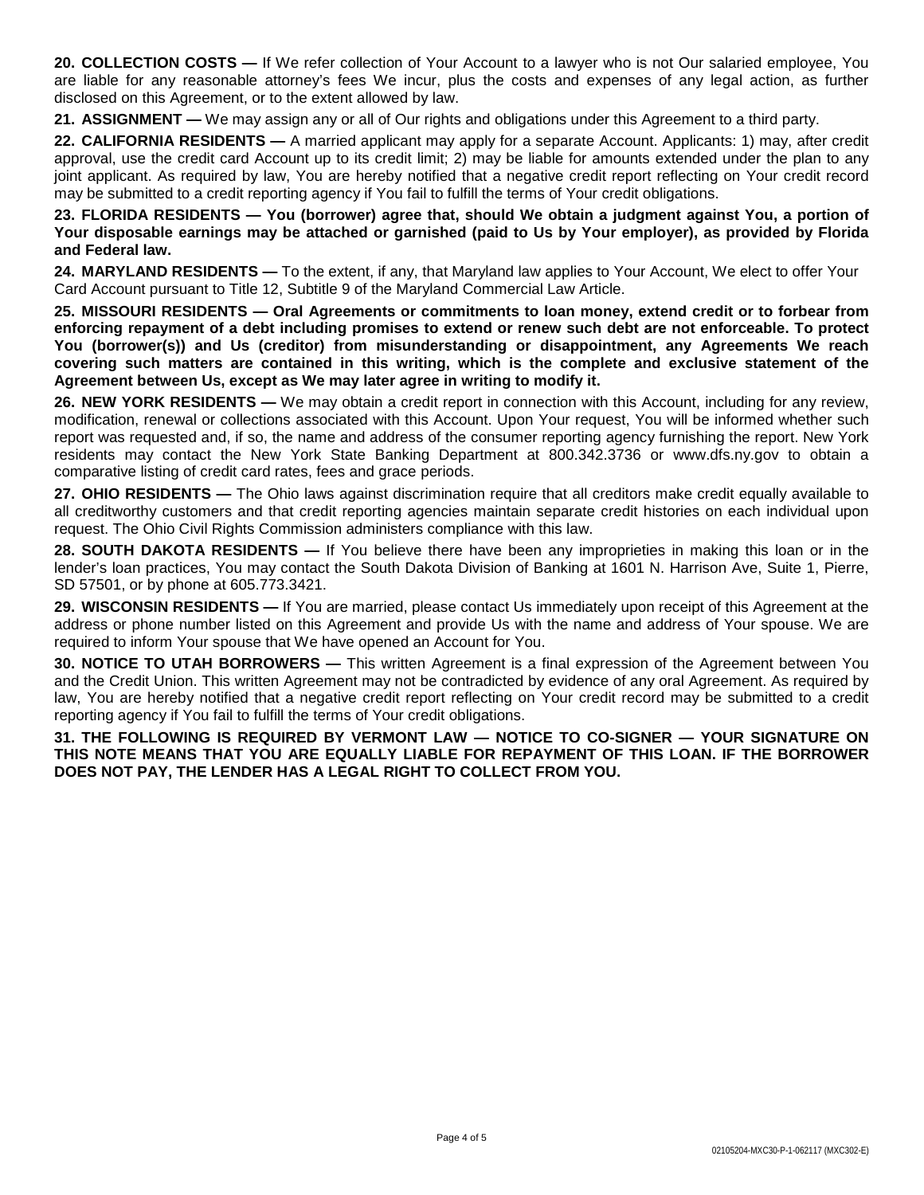**20. COLLECTION COSTS —** If We refer collection of Your Account to a lawyer who is not Our salaried employee, You are liable for any reasonable attorney's fees We incur, plus the costs and expenses of any legal action, as further disclosed on this Agreement, or to the extent allowed by law.

**21. ASSIGNMENT —** We may assign any or all of Our rights and obligations under this Agreement to a third party.

**22. CALIFORNIA RESIDENTS —** A married applicant may apply for a separate Account. Applicants: 1) may, after credit approval, use the credit card Account up to its credit limit; 2) may be liable for amounts extended under the plan to any joint applicant. As required by law, You are hereby notified that a negative credit report reflecting on Your credit record may be submitted to a credit reporting agency if You fail to fulfill the terms of Your credit obligations.

**23. FLORIDA RESIDENTS — You (borrower) agree that, should We obtain a judgment against You, a portion of Your disposable earnings may be attached or garnished (paid to Us by Your employer), as provided by Florida and Federal law.**

**24. MARYLAND RESIDENTS —** To the extent, if any, that Maryland law applies to Your Account, We elect to offer Your Card Account pursuant to Title 12, Subtitle 9 of the Maryland Commercial Law Article.

**25. MISSOURI RESIDENTS — Oral Agreements or commitments to loan money, extend credit or to forbear from enforcing repayment of a debt including promises to extend or renew such debt are not enforceable. To protect You (borrower(s)) and Us (creditor) from misunderstanding or disappointment, any Agreements We reach covering such matters are contained in this writing, which is the complete and exclusive statement of the Agreement between Us, except as We may later agree in writing to modify it.**

**26. NEW YORK RESIDENTS —** We may obtain a credit report in connection with this Account, including for any review, modification, renewal or collections associated with this Account. Upon Your request, You will be informed whether such report was requested and, if so, the name and address of the consumer reporting agency furnishing the report. New York residents may contact the New York State Banking Department at 800.342.3736 or www.dfs.ny.gov to obtain a comparative listing of credit card rates, fees and grace periods.

**27. OHIO RESIDENTS —** The Ohio laws against discrimination require that all creditors make credit equally available to all creditworthy customers and that credit reporting agencies maintain separate credit histories on each individual upon request. The Ohio Civil Rights Commission administers compliance with this law.

**28. SOUTH DAKOTA RESIDENTS —** If You believe there have been any improprieties in making this loan or in the lender's loan practices, You may contact the South Dakota Division of Banking at 1601 N. Harrison Ave, Suite 1, Pierre, SD 57501, or by phone at 605.773.3421.

**29. WISCONSIN RESIDENTS —** If You are married, please contact Us immediately upon receipt of this Agreement at the address or phone number listed on this Agreement and provide Us with the name and address of Your spouse. We are required to inform Your spouse that We have opened an Account for You.

**30. NOTICE TO UTAH BORROWERS —** This written Agreement is a final expression of the Agreement between You and the Credit Union. This written Agreement may not be contradicted by evidence of any oral Agreement. As required by law, You are hereby notified that a negative credit report reflecting on Your credit record may be submitted to a credit reporting agency if You fail to fulfill the terms of Your credit obligations.

**31. THE FOLLOWING IS REQUIRED BY VERMONT LAW — NOTICE TO CO-SIGNER — YOUR SIGNATURE ON THIS NOTE MEANS THAT YOU ARE EQUALLY LIABLE FOR REPAYMENT OF THIS LOAN. IF THE BORROWER DOES NOT PAY, THE LENDER HAS A LEGAL RIGHT TO COLLECT FROM YOU.**

02105204-MXC30-P-1-062117 (MXC302-E)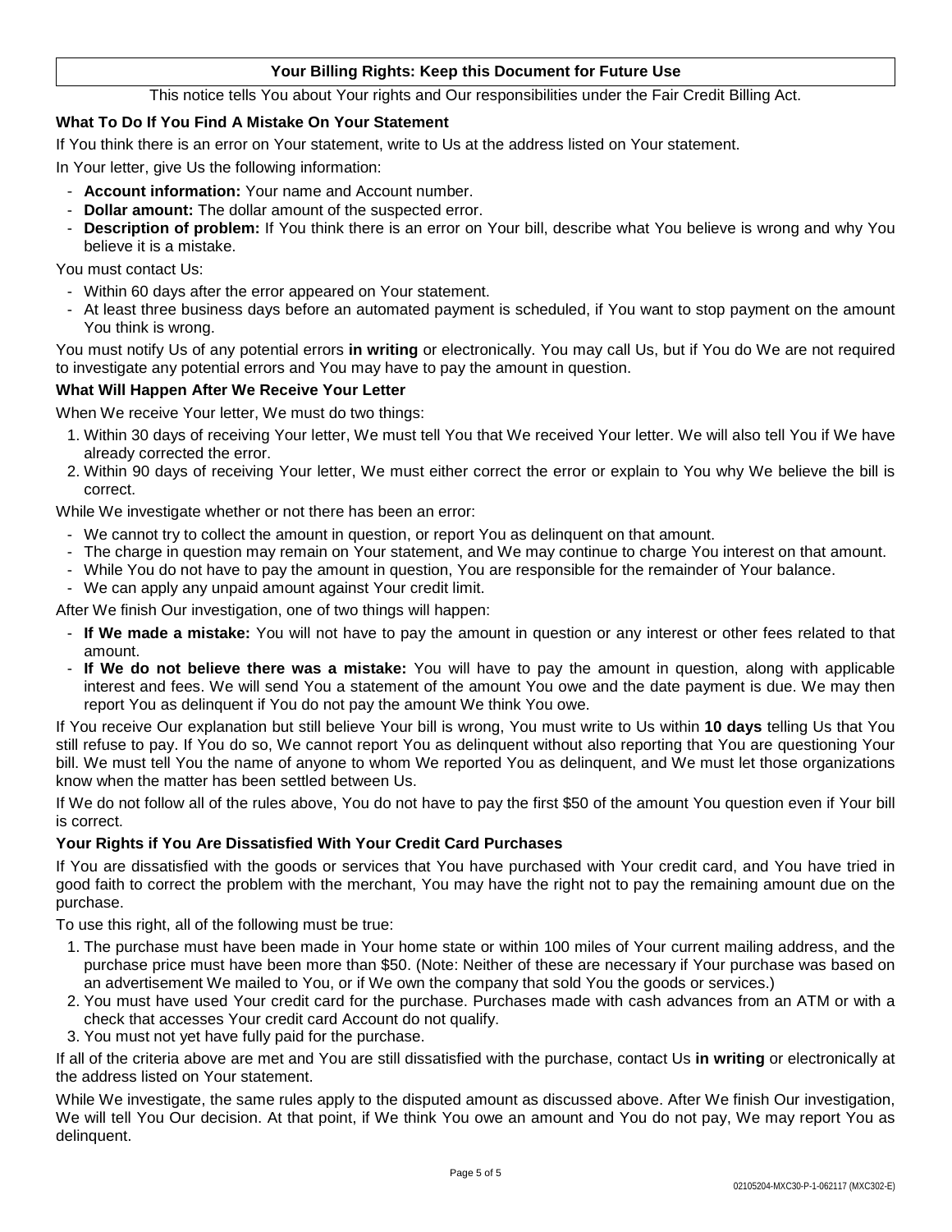## Your Billing Rights: Keep this Document for Future Use

This notice tells You about Your rights and Our responsibilities under the Fair Credit Billing Act.

### What To Do If You Find A Mistake On Your Statement

If You think there is an error on Your statement, write to Us at the address listed on Your statement.

In Your letter, give Us the following information:

- **Account information:** Your name and Account number.
- **Dollar amount:** The dollar amount of the suspected error.
- **Description of problem:** If You think there is an error on Your bill, describe what You believe is wrong and why You believe it is a mistake.

You must contact Us:

- Within 60 days after the error appeared on Your statement.
- At least three business days before an automated payment is scheduled, if You want to stop payment on the amount You think is wrong.

You must notify Us of any potential errors **in writing** or electronically. You may call Us, but if You do We are not required to investigate any potential errors and You may have to pay the amount in question.

### What Will Happen After We Receive Your Letter

When We receive Your letter, We must do two things:

1. Within 30 days of receiving Your letter, We must tell You that We received Your letter. We will also tell You if We have already corrected the error.
2. Within 90 days of receiving Your letter, We must either correct the error or explain to You why We believe the bill is correct.

While We investigate whether or not there has been an error:

- We cannot try to collect the amount in question, or report You as delinquent on that amount.
- The charge in question may remain on Your statement, and We may continue to charge You interest on that amount.
- While You do not have to pay the amount in question, You are responsible for the remainder of Your balance.
- We can apply any unpaid amount against Your credit limit.

After We finish Our investigation, one of two things will happen:

- **If We made a mistake:** You will not have to pay the amount in question or any interest or other fees related to that amount.
- **If We do not believe there was a mistake:** You will have to pay the amount in question, along with applicable interest and fees. We will send You a statement of the amount You owe and the date payment is due. We may then report You as delinquent if You do not pay the amount We think You owe.

If You receive Our explanation but still believe Your bill is wrong, You must write to Us within **10 days** telling Us that You still refuse to pay. If You do so, We cannot report You as delinquent without also reporting that You are questioning Your bill. We must tell You the name of anyone to whom We reported You as delinquent, and We must let those organizations know when the matter has been settled between Us.

If We do not follow all of the rules above, You do not have to pay the first $50 of the amount You question even if Your bill is correct.

### Your Rights if You Are Dissatisfied With Your Credit Card Purchases

If You are dissatisfied with the goods or services that You have purchased with Your credit card, and You have tried in good faith to correct the problem with the merchant, You may have the right not to pay the remaining amount due on the purchase.

To use this right, all of the following must be true:

1. The purchase must have been made in Your home state or within 100 miles of Your current mailing address, and the purchase price must have been more than $50. (Note: Neither of these are necessary if Your purchase was based on an advertisement We mailed to You, or if We own the company that sold You the goods or services.)
2. You must have used Your credit card for the purchase. Purchases made with cash advances from an ATM or with a check that accesses Your credit card Account do not qualify.
3. You must not yet have fully paid for the purchase.

If all of the criteria above are met and You are still dissatisfied with the purchase, contact Us **in writing** or electronically at the address listed on Your statement.

While We investigate, the same rules apply to the disputed amount as discussed above. After We finish Our investigation, We will tell You Our decision. At that point, if We think You owe an amount and You do not pay, We may report You as delinquent.

02105204-MXC30-P-1-062117 (MXC302-E)